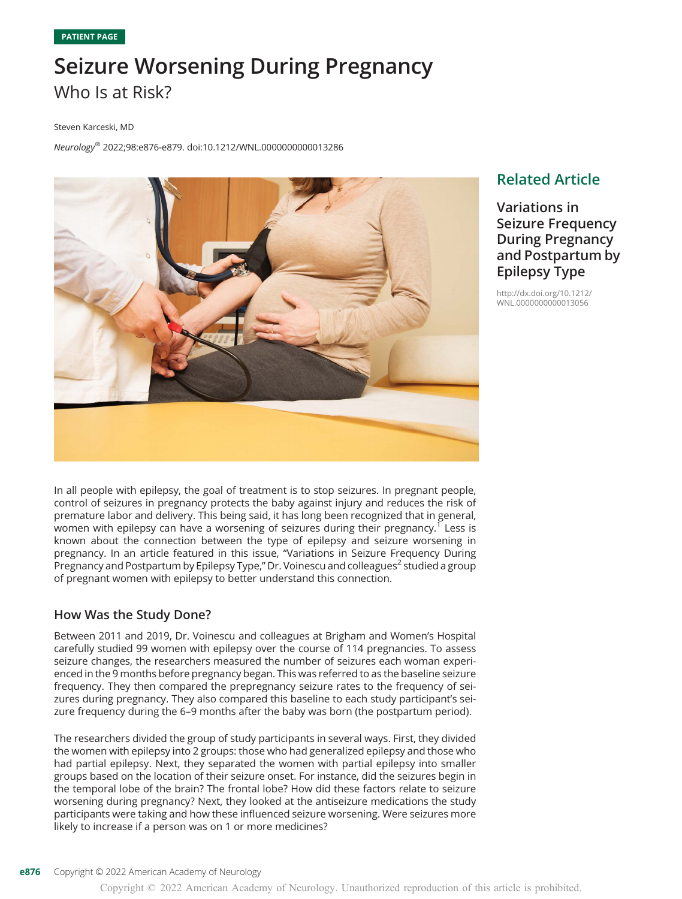PATIENT PAGE

# Seizure Worsening During Pregnancy

## Who Is at Risk?

Steven Karceski, MD

*Neurology*® 2022;98:e876-e879. doi:10.1212/WNL.0000000000013286

**Related Article**

**Variations in Seizure Frequency During Pregnancy and Postpartum by Epilepsy Type**

http://dx.doi.org/10.1212/WNL.0000000000013056

In all people with epilepsy, the goal of treatment is to stop seizures. In pregnant people, control of seizures in pregnancy protects the baby against injury and reduces the risk of premature labor and delivery. This being said, it has long been recognized that in general, women with epilepsy can have a worsening of seizures during their pregnancy.[1] Less is known about the connection between the type of epilepsy and seizure worsening in pregnancy. In an article featured in this issue, "Variations in Seizure Frequency During Pregnancy and Postpartum by Epilepsy Type," Dr. Voinescu and colleagues[2] studied a group of pregnant women with epilepsy to better understand this connection.

## How Was the Study Done?

Between 2011 and 2019, Dr. Voinescu and colleagues at Brigham and Women's Hospital carefully studied 99 women with epilepsy over the course of 114 pregnancies. To assess seizure changes, the researchers measured the number of seizures each woman experienced in the 9 months before pregnancy began. This was referred to as the baseline seizure frequency. They then compared the prepregnancy seizure rates to the frequency of seizures during pregnancy. They also compared this baseline to each study participant's seizure frequency during the 6–9 months after the baby was born (the postpartum period).

The researchers divided the group of study participants in several ways. First, they divided the women with epilepsy into 2 groups: those who had generalized epilepsy and those who had partial epilepsy. Next, they separated the women with partial epilepsy into smaller groups based on the location of their seizure onset. For instance, did the seizures begin in the temporal lobe of the brain? The frontal lobe? How did these factors relate to seizure worsening during pregnancy? Next, they looked at the antiseizure medications the study participants were taking and how these influenced seizure worsening. Were seizures more likely to increase if a person was on 1 or more medicines?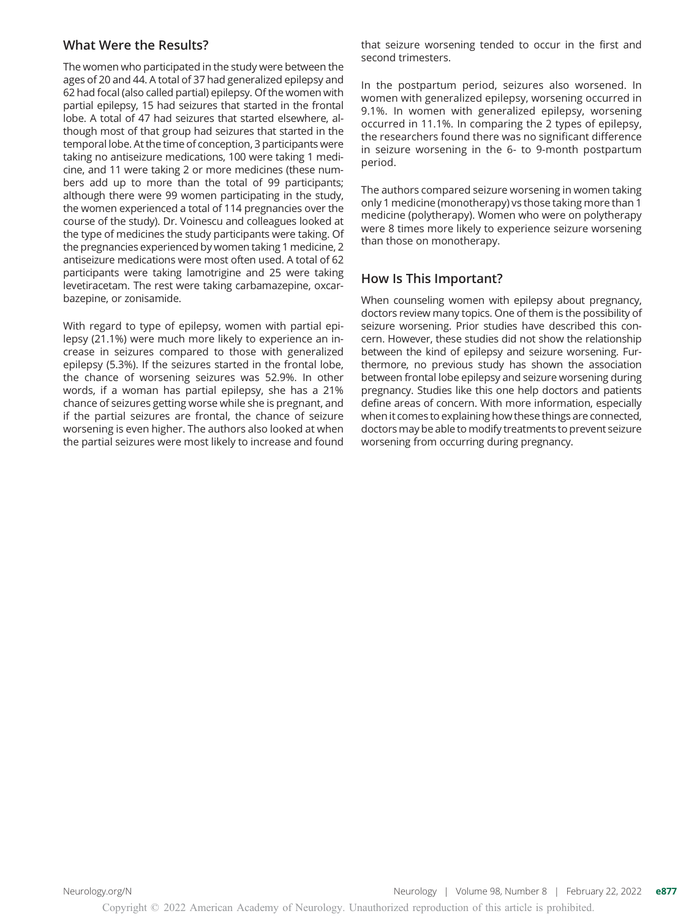## What Were the Results?

The women who participated in the study were between the ages of 20 and 44. A total of 37 had generalized epilepsy and 62 had focal (also called partial) epilepsy. Of the women with partial epilepsy, 15 had seizures that started in the frontal lobe. A total of 47 had seizures that started elsewhere, although most of that group had seizures that started in the temporal lobe. At the time of conception, 3 participants were taking no antiseizure medications, 100 were taking 1 medicine, and 11 were taking 2 or more medicines (these numbers add up to more than the total of 99 participants; although there were 99 women participating in the study, the women experienced a total of 114 pregnancies over the course of the study). Dr. Voinescu and colleagues looked at the type of medicines the study participants were taking. Of the pregnancies experienced by women taking 1 medicine, 2 antiseizure medications were most often used. A total of 62 participants were taking lamotrigine and 25 were taking levetiracetam. The rest were taking carbamazepine, oxcarbazepine, or zonisamide.

With regard to type of epilepsy, women with partial epilepsy (21.1%) were much more likely to experience an increase in seizures compared to those with generalized epilepsy (5.3%). If the seizures started in the frontal lobe, the chance of worsening seizures was 52.9%. In other words, if a woman has partial epilepsy, she has a 21% chance of seizures getting worse while she is pregnant, and if the partial seizures are frontal, the chance of seizure worsening is even higher. The authors also looked at when the partial seizures were most likely to increase and found that seizure worsening tended to occur in the first and second trimesters.

In the postpartum period, seizures also worsened. In women with generalized epilepsy, worsening occurred in 9.1%. In women with generalized epilepsy, worsening occurred in 11.1%. In comparing the 2 types of epilepsy, the researchers found there was no significant difference in seizure worsening in the 6- to 9-month postpartum period.

The authors compared seizure worsening in women taking only 1 medicine (monotherapy) vs those taking more than 1 medicine (polytherapy). Women who were on polytherapy were 8 times more likely to experience seizure worsening than those on monotherapy.

## How Is This Important?

When counseling women with epilepsy about pregnancy, doctors review many topics. One of them is the possibility of seizure worsening. Prior studies have described this concern. However, these studies did not show the relationship between the kind of epilepsy and seizure worsening. Furthermore, no previous study has shown the association between frontal lobe epilepsy and seizure worsening during pregnancy. Studies like this one help doctors and patients define areas of concern. With more information, especially when it comes to explaining how these things are connected, doctors may be able to modify treatments to prevent seizure worsening from occurring during pregnancy.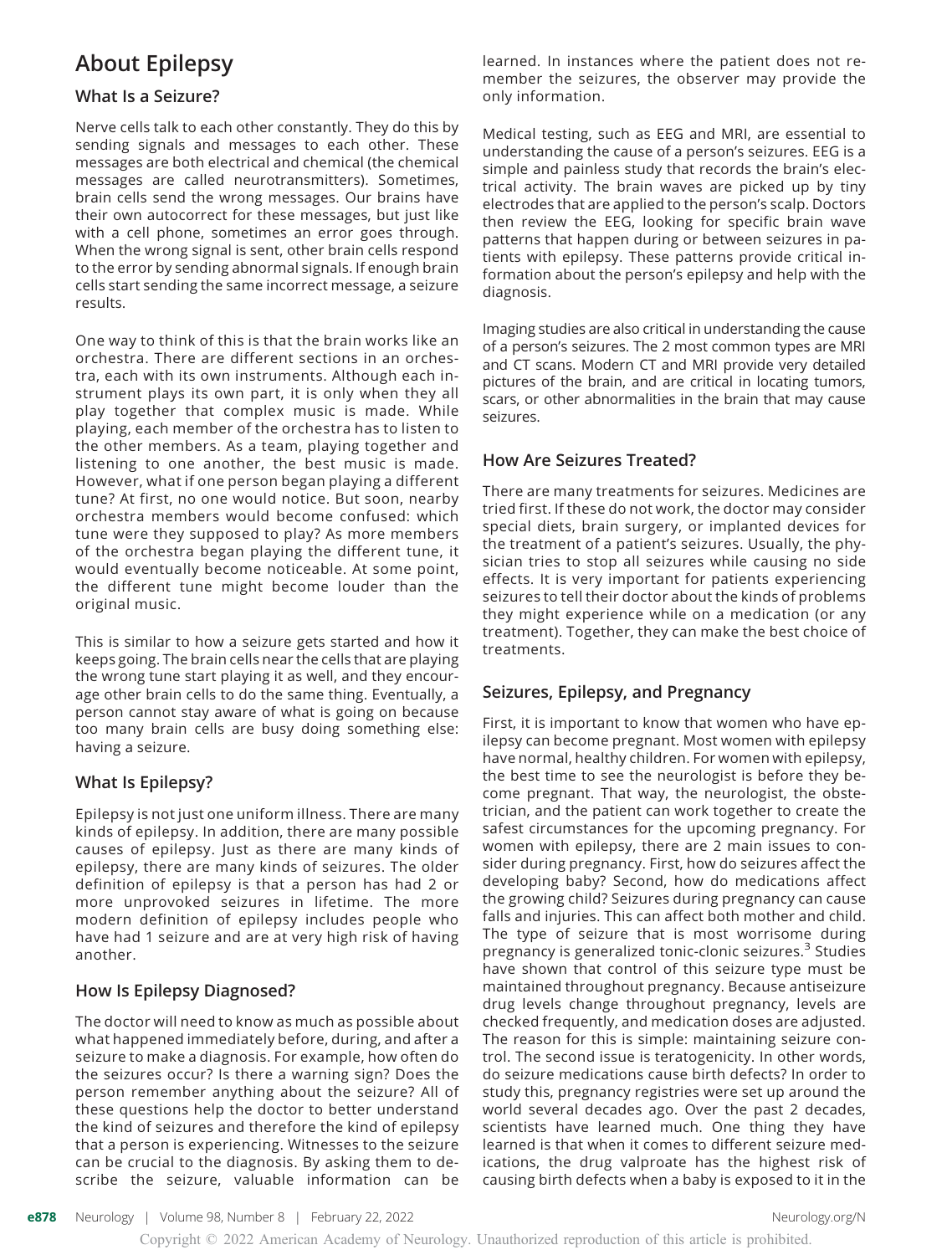## About Epilepsy

### What Is a Seizure?

Nerve cells talk to each other constantly. They do this by sending signals and messages to each other. These messages are both electrical and chemical (the chemical messages are called neurotransmitters). Sometimes, brain cells send the wrong messages. Our brains have their own autocorrect for these messages, but just like with a cell phone, sometimes an error goes through. When the wrong signal is sent, other brain cells respond to the error by sending abnormal signals. If enough brain cells start sending the same incorrect message, a seizure results.

One way to think of this is that the brain works like an orchestra. There are different sections in an orchestra, each with its own instruments. Although each instrument plays its own part, it is only when they all play together that complex music is made. While playing, each member of the orchestra has to listen to the other members. As a team, playing together and listening to one another, the best music is made. However, what if one person began playing a different tune? At first, no one would notice. But soon, nearby orchestra members would become confused: which tune were they supposed to play? As more members of the orchestra began playing the different tune, it would eventually become noticeable. At some point, the different tune might become louder than the original music.

This is similar to how a seizure gets started and how it keeps going. The brain cells near the cells that are playing the wrong tune start playing it as well, and they encourage other brain cells to do the same thing. Eventually, a person cannot stay aware of what is going on because too many brain cells are busy doing something else: having a seizure.

### What Is Epilepsy?

Epilepsy is not just one uniform illness. There are many kinds of epilepsy. In addition, there are many possible causes of epilepsy. Just as there are many kinds of epilepsy, there are many kinds of seizures. The older definition of epilepsy is that a person has had 2 or more unprovoked seizures in lifetime. The more modern definition of epilepsy includes people who have had 1 seizure and are at very high risk of having another.

### How Is Epilepsy Diagnosed?

The doctor will need to know as much as possible about what happened immediately before, during, and after a seizure to make a diagnosis. For example, how often do the seizures occur? Is there a warning sign? Does the person remember anything about the seizure? All of these questions help the doctor to better understand the kind of seizures and therefore the kind of epilepsy that a person is experiencing. Witnesses to the seizure can be crucial to the diagnosis. By asking them to describe the seizure, valuable information can be learned. In instances where the patient does not remember the seizures, the observer may provide the only information.

Medical testing, such as EEG and MRI, are essential to understanding the cause of a person's seizures. EEG is a simple and painless study that records the brain's electrical activity. The brain waves are picked up by tiny electrodes that are applied to the person's scalp. Doctors then review the EEG, looking for specific brain wave patterns that happen during or between seizures in patients with epilepsy. These patterns provide critical information about the person's epilepsy and help with the diagnosis.

Imaging studies are also critical in understanding the cause of a person's seizures. The 2 most common types are MRI and CT scans. Modern CT and MRI provide very detailed pictures of the brain, and are critical in locating tumors, scars, or other abnormalities in the brain that may cause seizures.

### How Are Seizures Treated?

There are many treatments for seizures. Medicines are tried first. If these do not work, the doctor may consider special diets, brain surgery, or implanted devices for the treatment of a patient's seizures. Usually, the physician tries to stop all seizures while causing no side effects. It is very important for patients experiencing seizures to tell their doctor about the kinds of problems they might experience while on a medication (or any treatment). Together, they can make the best choice of treatments.

### Seizures, Epilepsy, and Pregnancy

First, it is important to know that women who have epilepsy can become pregnant. Most women with epilepsy have normal, healthy children. For women with epilepsy, the best time to see the neurologist is before they become pregnant. That way, the neurologist, the obstetrician, and the patient can work together to create the safest circumstances for the upcoming pregnancy. For women with epilepsy, there are 2 main issues to consider during pregnancy. First, how do seizures affect the developing baby? Second, how do medications affect the growing child? Seizures during pregnancy can cause falls and injuries. This can affect both mother and child. The type of seizure that is most worrisome during pregnancy is generalized tonic-clonic seizures.[3] Studies have shown that control of this seizure type must be maintained throughout pregnancy. Because antiseizure drug levels change throughout pregnancy, levels are checked frequently, and medication doses are adjusted. The reason for this is simple: maintaining seizure control. The second issue is teratogenicity. In other words, do seizure medications cause birth defects? In order to study this, pregnancy registries were set up around the world several decades ago. Over the past 2 decades, scientists have learned much. One thing they have learned is that when it comes to different seizure medications, the drug valproate has the highest risk of causing birth defects when a baby is exposed to it in the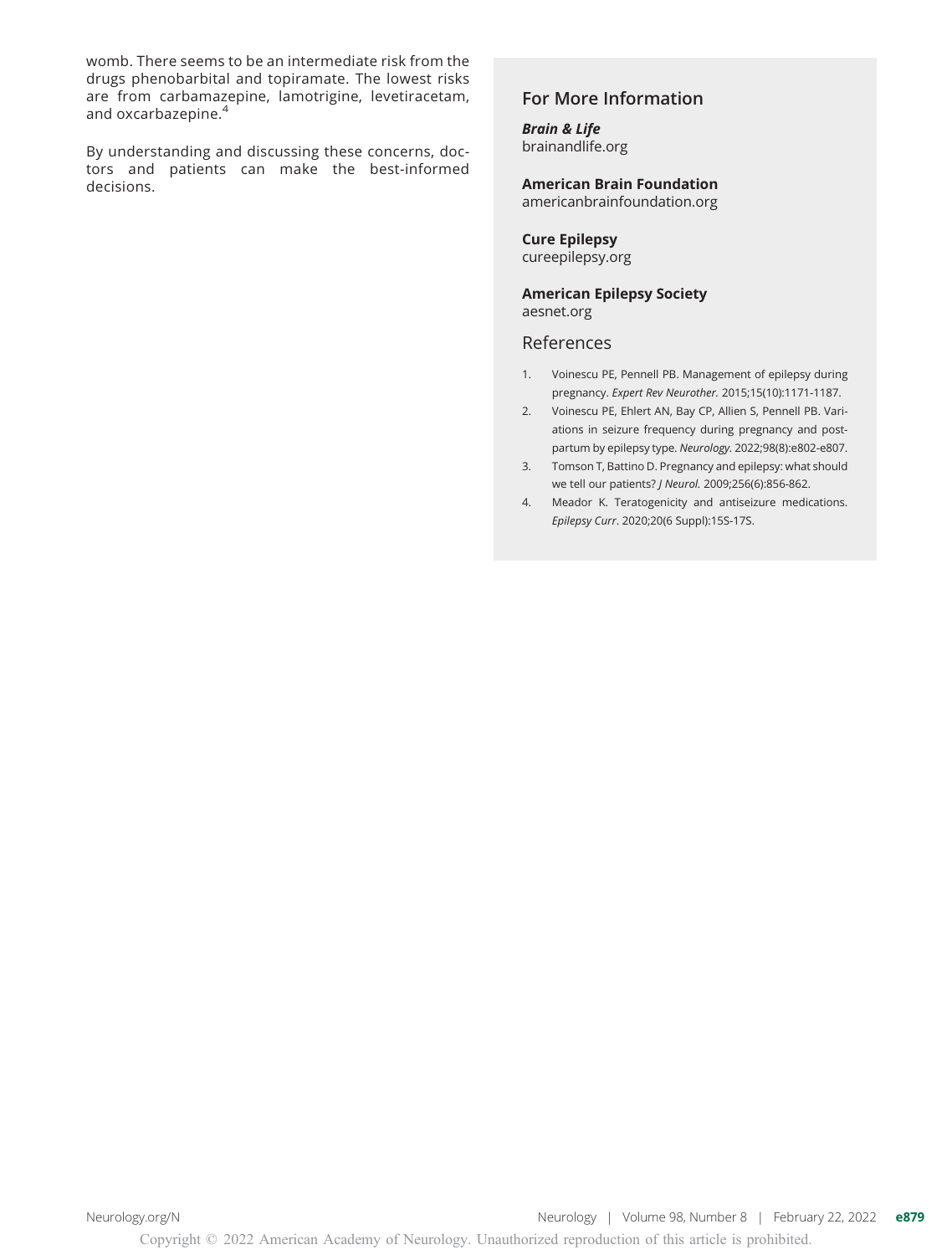womb. There seems to be an intermediate risk from the drugs phenobarbital and topiramate. The lowest risks are from carbamazepine, lamotrigine, levetiracetam, and oxcarbazepine.[4]

By understanding and discussing these concerns, doctors and patients can make the best-informed decisions.

## For More Information

***Brain & Life***
brainandlife.org

**American Brain Foundation**
americanbrainfoundation.org

**Cure Epilepsy**
cureepilepsy.org

**American Epilepsy Society**
aesnet.org

## References

1. Voinescu PE, Pennell PB. Management of epilepsy during pregnancy. *Expert Rev Neurother.* 2015;15(10):1171-1187.
2. Voinescu PE, Ehlert AN, Bay CP, Allien S, Pennell PB. Variations in seizure frequency during pregnancy and postpartum by epilepsy type. *Neurology.* 2022;98(8):e802-e807.
3. Tomson T, Battino D. Pregnancy and epilepsy: what should we tell our patients? *J Neurol.* 2009;256(6):856-862.
4. Meador K. Teratogenicity and antiseizure medications. *Epilepsy Curr*. 2020;20(6 Suppl):15S-17S.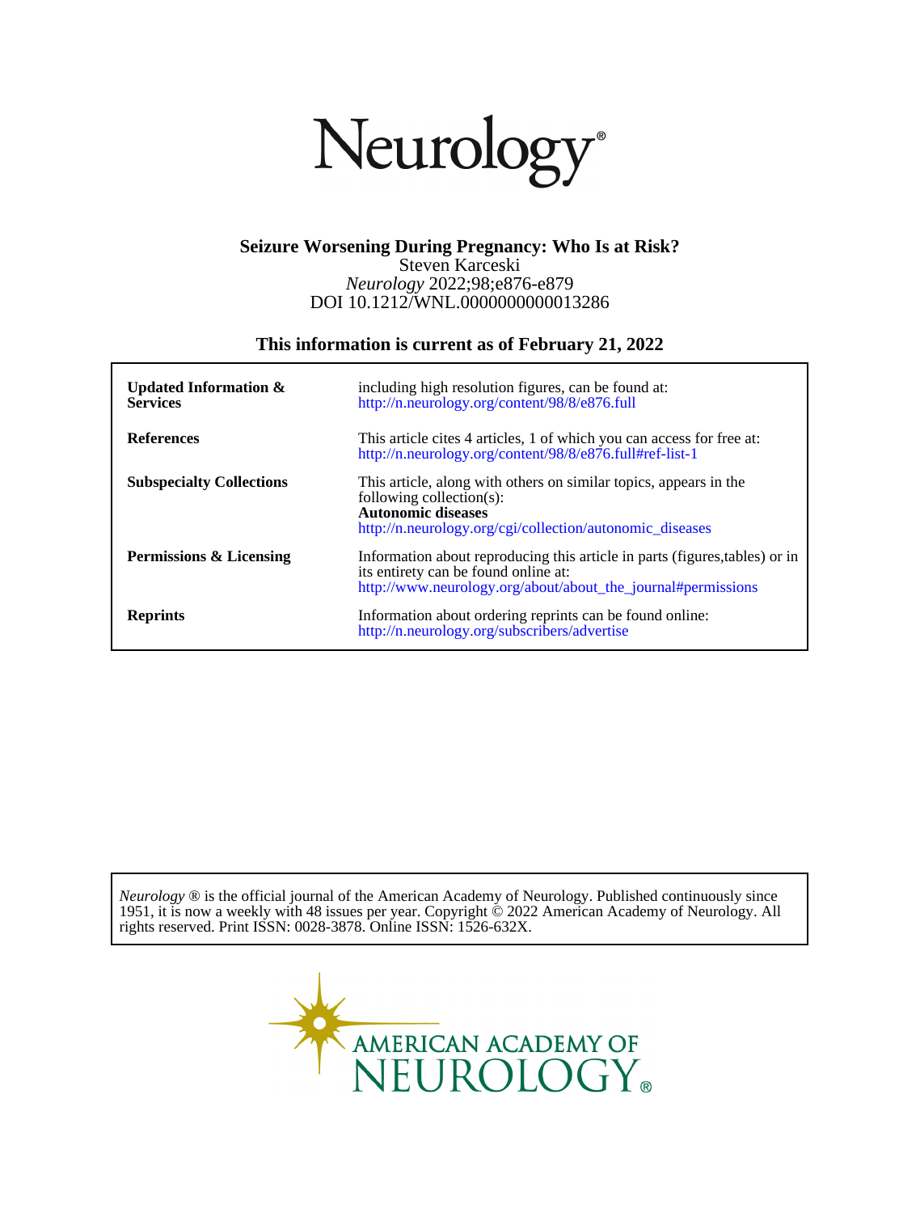# Neurology®

**Seizure Worsening During Pregnancy: Who Is at Risk?**
Steven Karceski
*Neurology* 2022;98;e876-e879
DOI 10.1212/WNL.0000000000013286

**This information is current as of February 21, 2022**

| | |
|---|---|
| **Updated Information & Services** | including high resolution figures, can be found at: http://n.neurology.org/content/98/8/e876.full |
| **References** | This article cites 4 articles, 1 of which you can access for free at: http://n.neurology.org/content/98/8/e876.full#ref-list-1 |
| **Subspecialty Collections** | This article, along with others on similar topics, appears in the following collection(s): **Autonomic diseases** http://n.neurology.org/cgi/collection/autonomic_diseases |
| **Permissions & Licensing** | Information about reproducing this article in parts (figures,tables) or in its entirety can be found online at: http://www.neurology.org/about/about_the_journal#permissions |
| **Reprints** | Information about ordering reprints can be found online: http://n.neurology.org/subscribers/advertise |

*Neurology* ® is the official journal of the American Academy of Neurology. Published continuously since 1951, it is now a weekly with 48 issues per year. Copyright © 2022 American Academy of Neurology. All rights reserved. Print ISSN: 0028-3878. Online ISSN: 1526-632X.

AMERICAN ACADEMY OF NEUROLOGY®